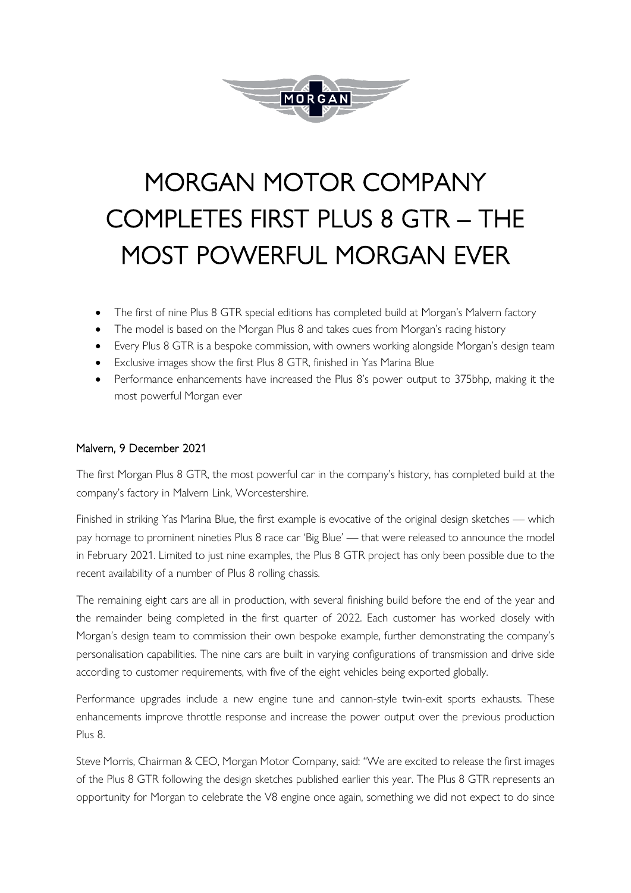# MORGAN MOTOR COMPANY COMPLETES FIRST PLUS 8 GTR – THE MOST POWERFUL MORGAN EVER

- The first of nine Plus 8 GTR special editions has completed build at Morgan's Malvern factory
- The model is based on the Morgan Plus 8 and takes cues from Morgan's racing history
- Every Plus 8 GTR is a bespoke commission, with owners working alongside Morgan's design team
- Exclusive images show the first Plus 8 GTR, finished in Yas Marina Blue
- Performance enhancements have increased the Plus 8's power output to 375bhp, making it the most powerful Morgan ever

Malvern, 9 December 2021

The first Morgan Plus 8 GTR, the most powerful car in the company's history, has completed build at the company's factory in Malvern Link, Worcestershire.

Finished in striking Yas Marina Blue, the first example is evocative of the original design sketches — which pay homage to prominent nineties Plus 8 race car 'Big Blue' — that were released to announce the model in February 2021. Limited to just nine examples, the Plus 8 GTR project has only been possible due to the recent availability of a number of Plus 8 rolling chassis.

The remaining eight cars are all in production, with several finishing build before the end of the year and the remainder being completed in the first quarter of 2022. Each customer has worked closely with Morgan's design team to commission their own bespoke example, further demonstrating the company's personalisation capabilities. The nine cars are built in varying configurations of transmission and drive side according to customer requirements, with five of the eight vehicles being exported globally.

Performance upgrades include a new engine tune and cannon-style twin-exit sports exhausts. These enhancements improve throttle response and increase the power output over the previous production Plus 8.

Steve Morris, Chairman & CEO, Morgan Motor Company, said: "We are excited to release the first images of the Plus 8 GTR following the design sketches published earlier this year. The Plus 8 GTR represents an opportunity for Morgan to celebrate the V8 engine once again, something we did not expect to do since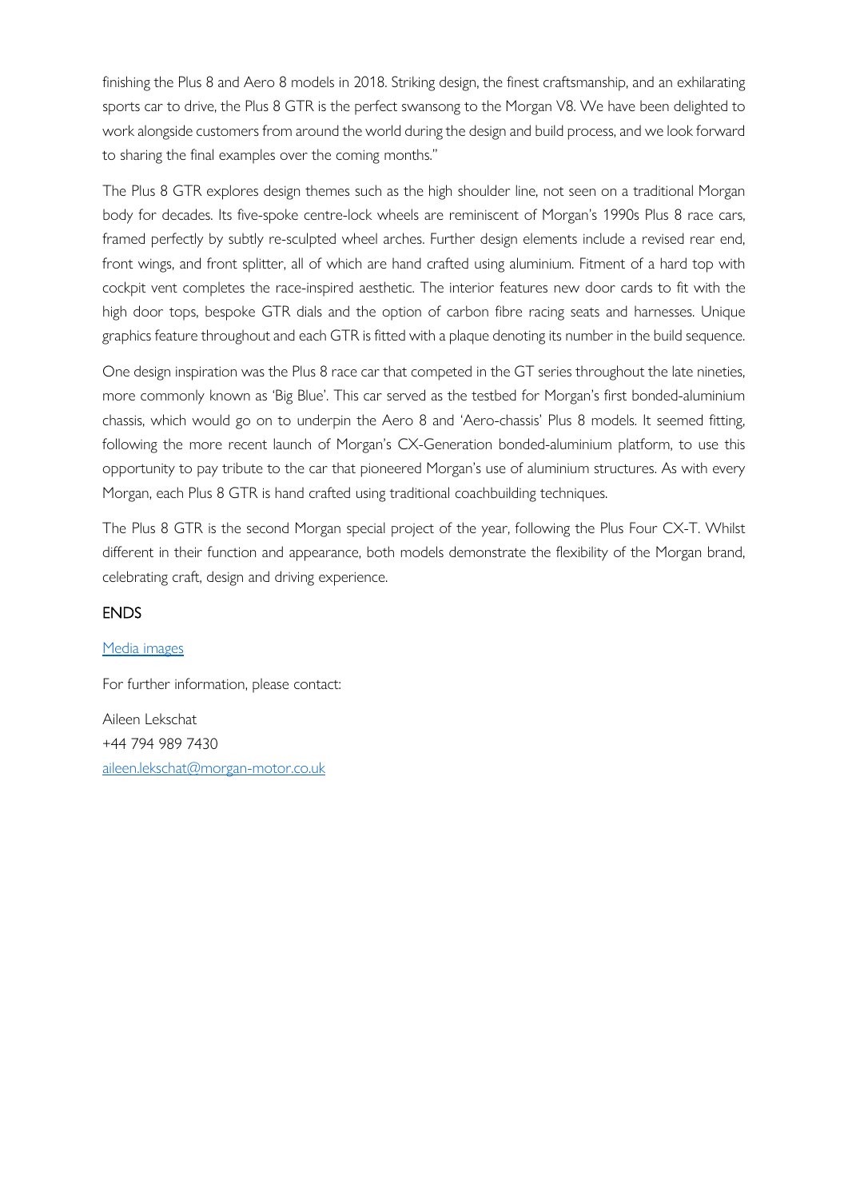finishing the Plus 8 and Aero 8 models in 2018. Striking design, the finest craftsmanship, and an exhilarating sports car to drive, the Plus 8 GTR is the perfect swansong to the Morgan V8. We have been delighted to work alongside customers from around the world during the design and build process, and we look forward to sharing the final examples over the coming months."

The Plus 8 GTR explores design themes such as the high shoulder line, not seen on a traditional Morgan body for decades. Its five-spoke centre-lock wheels are reminiscent of Morgan's 1990s Plus 8 race cars, framed perfectly by subtly re-sculpted wheel arches. Further design elements include a revised rear end, front wings, and front splitter, all of which are hand crafted using aluminium. Fitment of a hard top with cockpit vent completes the race-inspired aesthetic. The interior features new door cards to fit with the high door tops, bespoke GTR dials and the option of carbon fibre racing seats and harnesses. Unique graphics feature throughout and each GTR is fitted with a plaque denoting its number in the build sequence.

One design inspiration was the Plus 8 race car that competed in the GT series throughout the late nineties, more commonly known as 'Big Blue'. This car served as the testbed for Morgan's first bonded-aluminium chassis, which would go on to underpin the Aero 8 and 'Aero-chassis' Plus 8 models. It seemed fitting, following the more recent launch of Morgan's CX-Generation bonded-aluminium platform, to use this opportunity to pay tribute to the car that pioneered Morgan's use of aluminium structures. As with every Morgan, each Plus 8 GTR is hand crafted using traditional coachbuilding techniques.

The Plus 8 GTR is the second Morgan special project of the year, following the Plus Four CX-T. Whilst different in their function and appearance, both models demonstrate the flexibility of the Morgan brand, celebrating craft, design and driving experience.

ENDS

Media images

For further information, please contact:

Aileen Lekschat  
+44 794 989 7430  
aileen.lekschat@morgan-motor.co.uk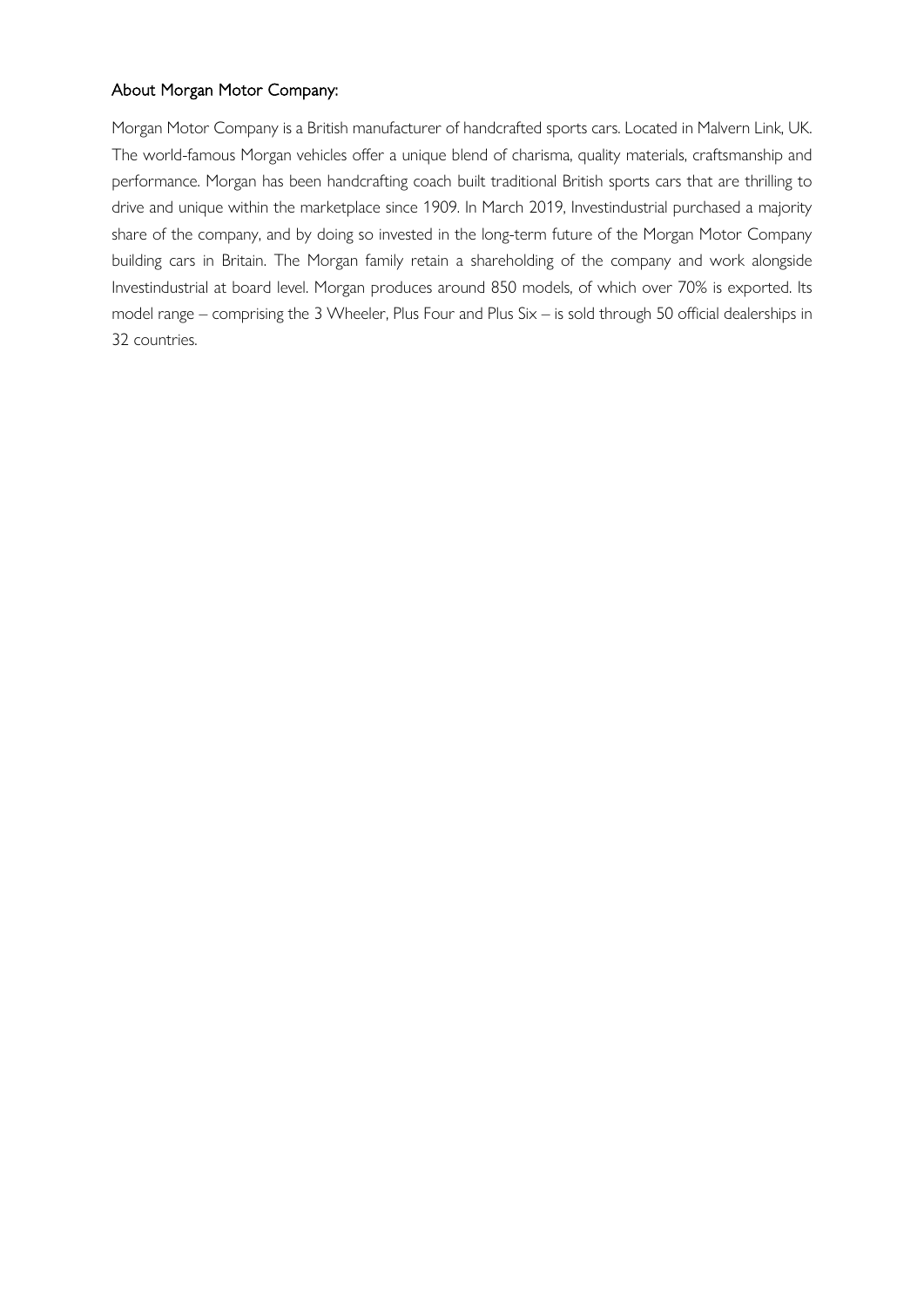## About Morgan Motor Company:

Morgan Motor Company is a British manufacturer of handcrafted sports cars. Located in Malvern Link, UK. The world-famous Morgan vehicles offer a unique blend of charisma, quality materials, craftsmanship and performance. Morgan has been handcrafting coach built traditional British sports cars that are thrilling to drive and unique within the marketplace since 1909. In March 2019, Investindustrial purchased a majority share of the company, and by doing so invested in the long-term future of the Morgan Motor Company building cars in Britain. The Morgan family retain a shareholding of the company and work alongside Investindustrial at board level. Morgan produces around 850 models, of which over 70% is exported. Its model range – comprising the 3 Wheeler, Plus Four and Plus Six – is sold through 50 official dealerships in 32 countries.